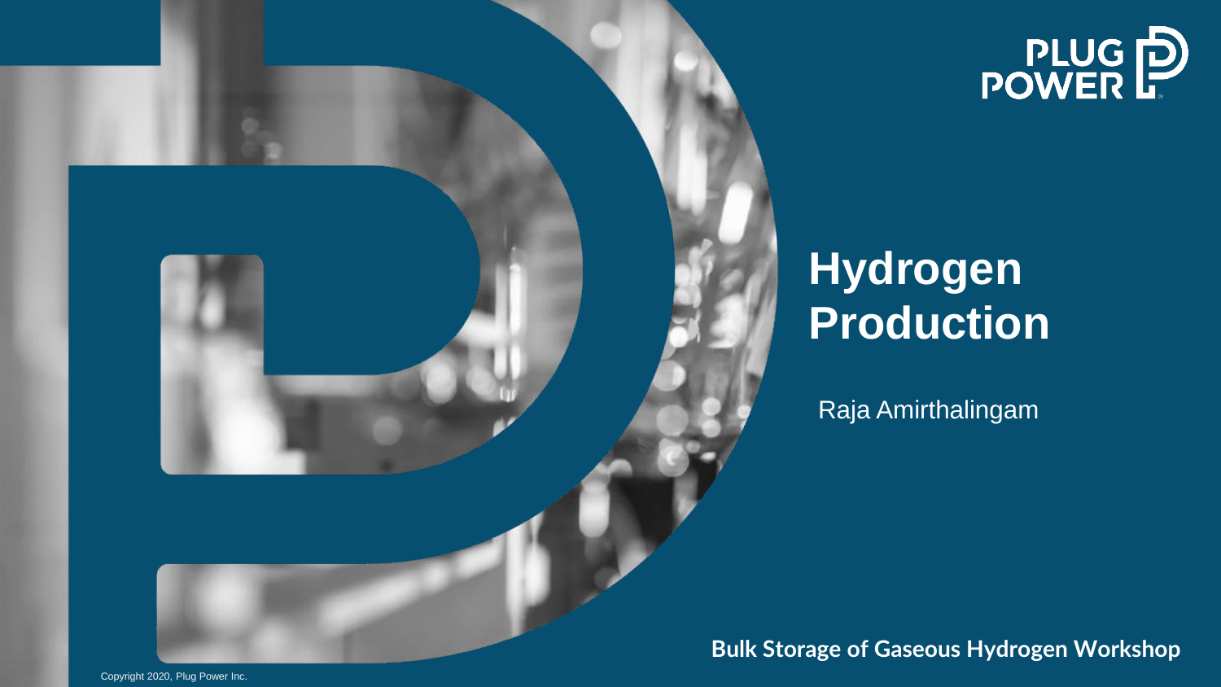# Hydrogen Production

Raja Amirthalingam

**Bulk Storage of Gaseous Hydrogen Workshop**

Copyright 2020, Plug Power Inc.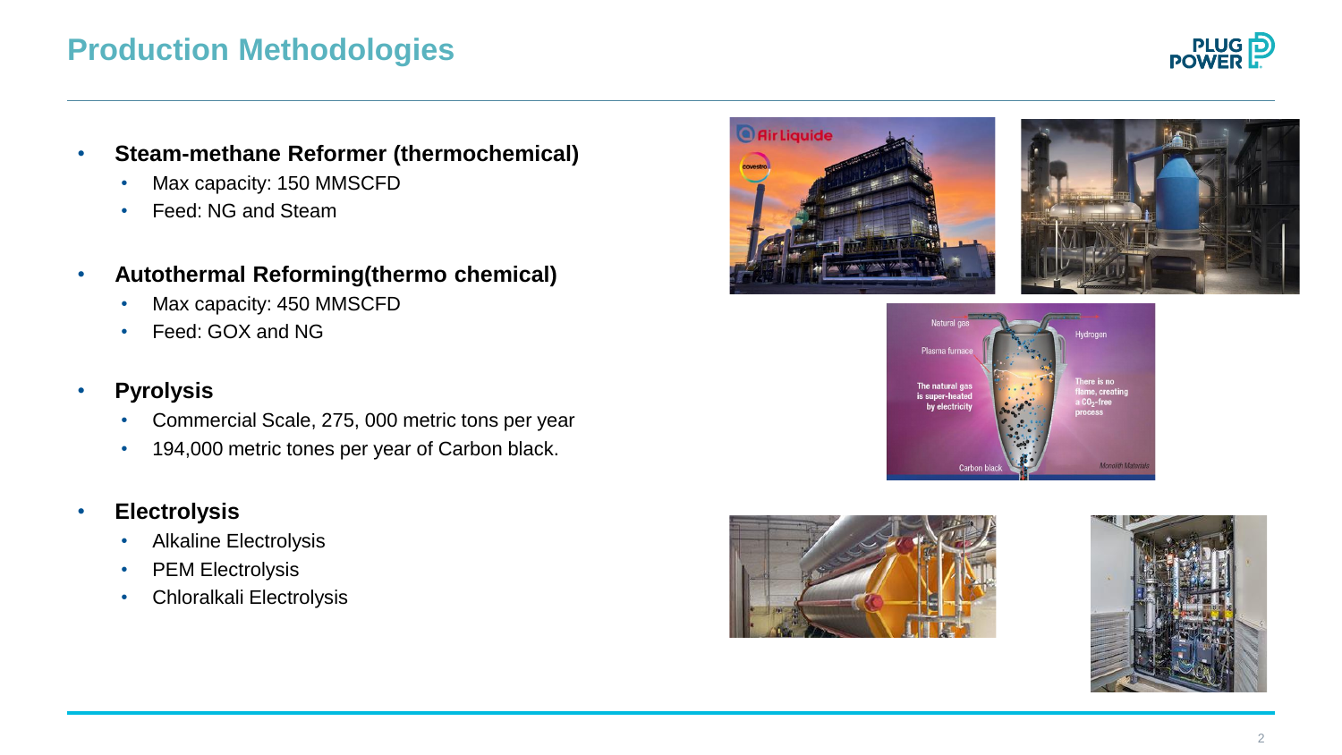# Production Methodologies

- **Steam-methane Reformer (thermochemical)**
  - Max capacity: 150 MMSCFD
  - Feed: NG and Steam
- **Autothermal Reforming(thermo chemical)**
  - Max capacity: 450 MMSCFD
  - Feed: GOX and NG
- **Pyrolysis**
  - Commercial Scale, 275, 000 metric tons per year
  - 194,000 metric tones per year of Carbon black.
- **Electrolysis**
  - Alkaline Electrolysis
  - PEM Electrolysis
  - Chloralkali Electrolysis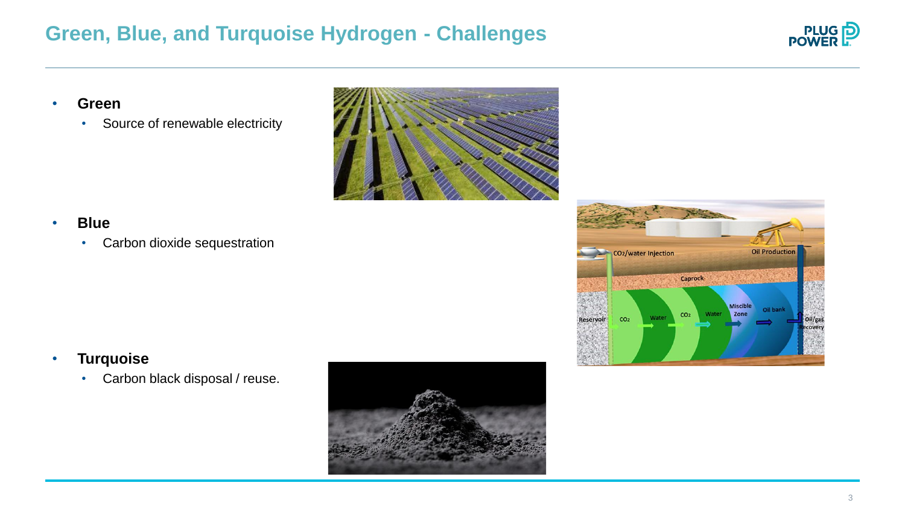# Green, Blue, and Turquoise Hydrogen - Challenges

- **Green**
  - Source of renewable electricity
- **Blue**
  - Carbon dioxide sequestration
- **Turquoise**
  - Carbon black disposal / reuse.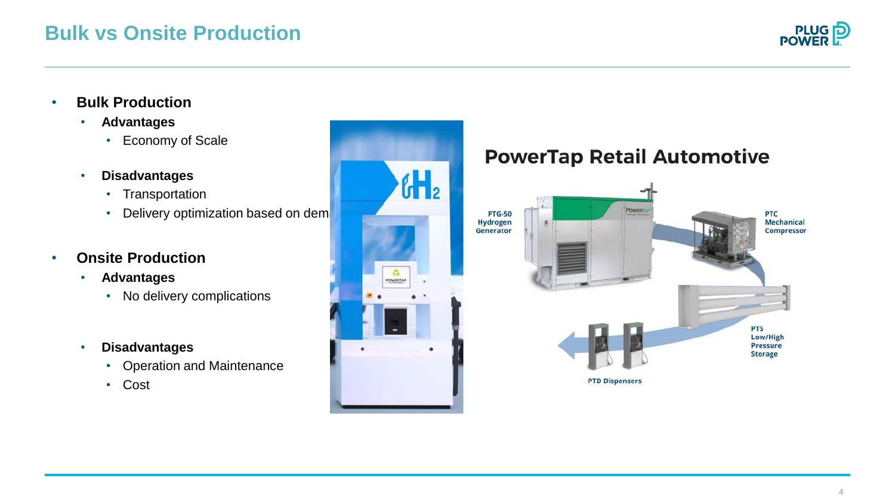# Bulk vs Onsite Production

- **Bulk Production**
  - **Advantages**
    - Economy of Scale
  - **Disadvantages**
    - Transportation
    - Delivery optimization based on dem
- **Onsite Production**
  - **Advantages**
    - No delivery complications
  - **Disadvantages**
    - Operation and Maintenance
    - Cost

## PowerTap Retail Automotive

- PTG-50 Hydrogen Generator
- PTC Mechanical Compressor
- PTS Low/High Pressure Storage
- PTD Dispensers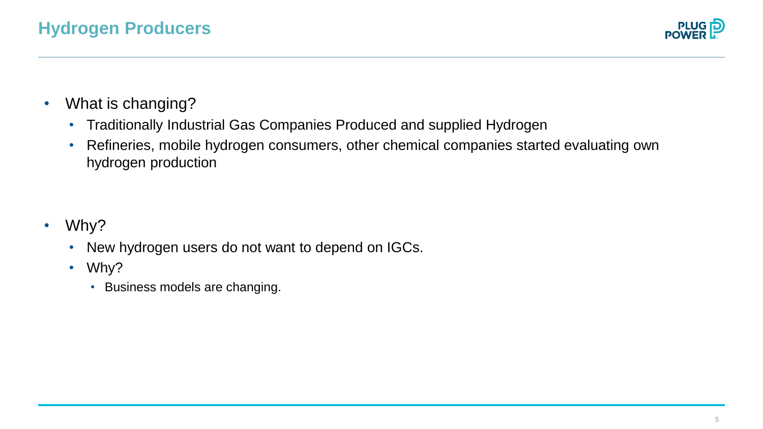## Hydrogen Producers

- What is changing?
  - Traditionally Industrial Gas Companies Produced and supplied Hydrogen
  - Refineries, mobile hydrogen consumers, other chemical companies started evaluating own hydrogen production

- Why?
  - New hydrogen users do not want to depend on IGCs.
  - Why?
    - Business models are changing.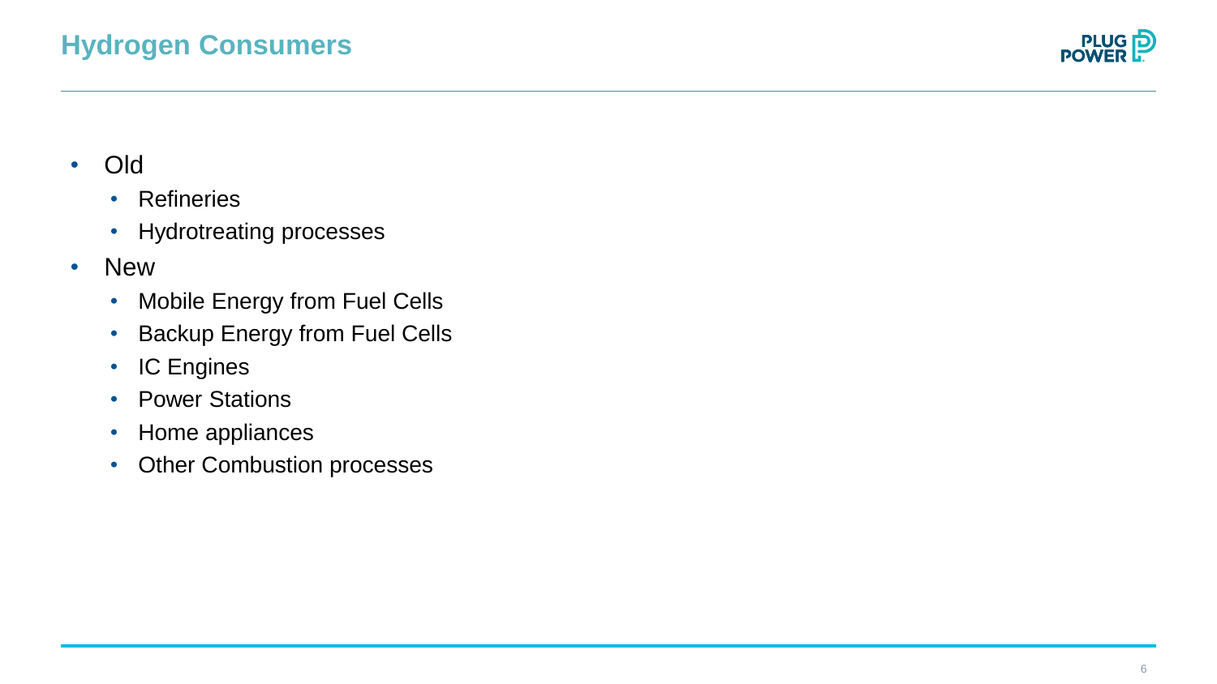## Hydrogen Consumers

- Old
  - Refineries
  - Hydrotreating processes
- New
  - Mobile Energy from Fuel Cells
  - Backup Energy from Fuel Cells
  - IC Engines
  - Power Stations
  - Home appliances
  - Other Combustion processes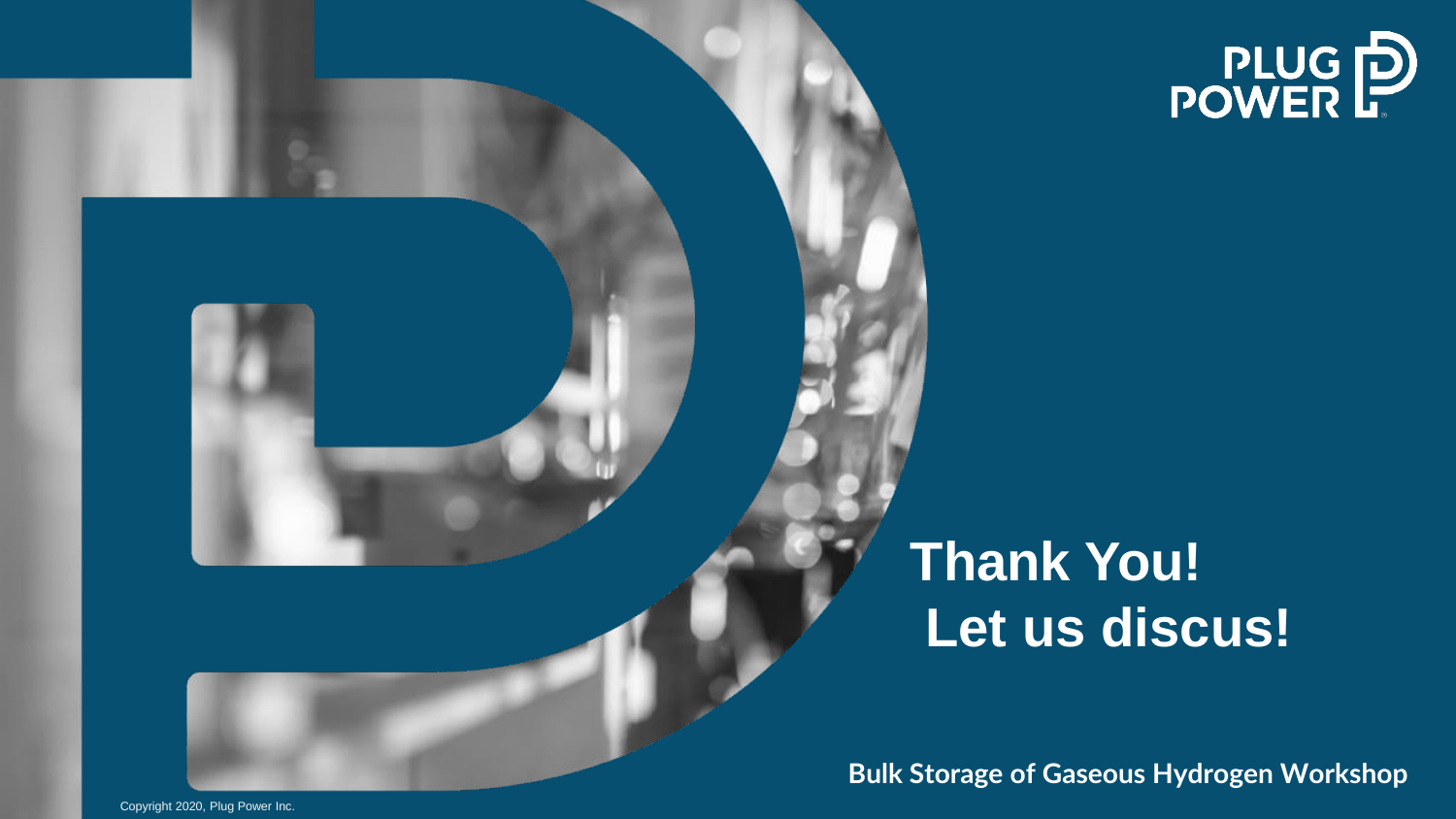# Thank You!
# Let us discus!

**Bulk Storage of Gaseous Hydrogen Workshop**

Copyright 2020, Plug Power Inc.